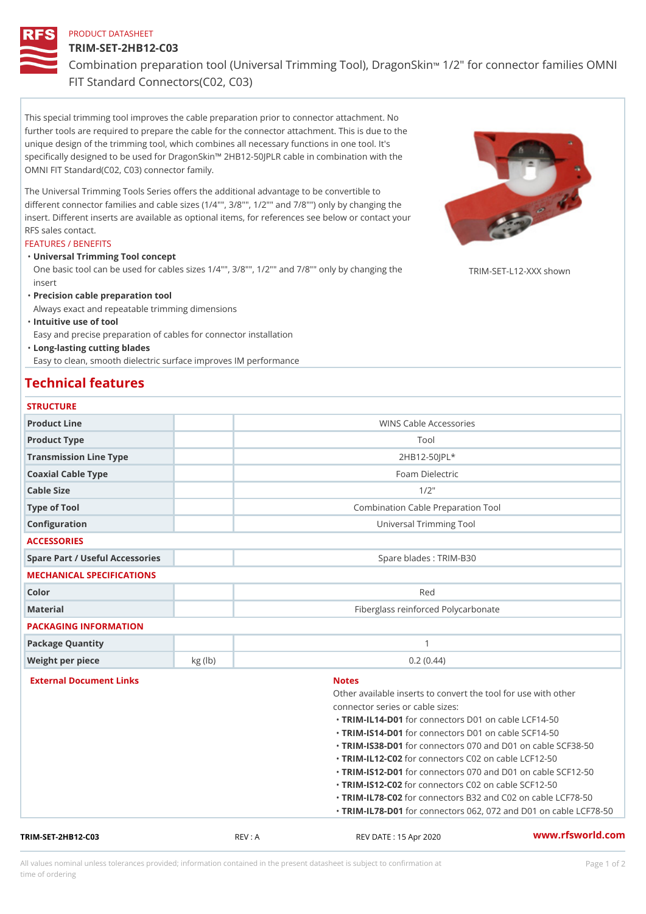PRODUCT DATASHEET

# TRIM-SET-2HB12-C03

Combination preparation tool (Universal Trimming Tool), DragonSkin™ 1/2" for connector families OMNI FIT Standard Connectors(C02, C03)

This special trimming tool improves the cable preparation prior to connector attachment. No further tools are required to prepare the cable for the connector attachment. This is due to the unique design of the trimming tool, which combines all necessary functions in one tool. It's specifically designed to be used for DragonSkin™ 2HB12-50JPLR cable in combination with the OMNI FIT Standard(C02, C03) connector family.

The Universal Trimming Tools Series offers the additional advantage to be convertible to different connector families and cable sizes (1/4"", 3/8"", 1/2"" and 7/8"") only by changing the insert. Different inserts are available as optional items, for references see below or contact your RFS sales contact.

TRIM-SET-L12-XXX shown

FEATURES / BENEFITS

- **Universal Trimming Tool concept**
  One basic tool can be used for cables sizes 1/4"", 3/8"", 1/2"" and 7/8"" only by changing the insert
- **Precision cable preparation tool**
  Always exact and repeatable trimming dimensions
- **Intuitive use of tool**
  Easy and precise preparation of cables for connector installation
- **Long-lasting cutting blades**
  Easy to clean, smooth dielectric surface improves IM performance

## Technical features

### STRUCTURE

| | | |
|---|---|---|
| Product Line | | WINS Cable Accessories |
| Product Type | | Tool |
| Transmission Line Type | | 2HB12-50JPL* |
| Coaxial Cable Type | | Foam Dielectric |
| Cable Size | | 1/2" |
| Type of Tool | | Combination Cable Preparation Tool |
| Configuration | | Universal Trimming Tool |

### ACCESSORIES

| | | |
|---|---|---|
| Spare Part / Useful Accessories | | Spare blades : TRIM-B30 |

### MECHANICAL SPECIFICATIONS

| | | |
|---|---|---|
| Color | | Red |
| Material | | Fiberglass reinforced Polycarbonate |

### PACKAGING INFORMATION

| | | |
|---|---|---|
| Package Quantity | | 1 |
| Weight per piece | kg (lb) | 0.2 (0.44) |

### External Document Links

### Notes

Other available inserts to convert the tool for use with other connector series or cable sizes:

- **TRIM-IL14-D01** for connectors D01 on cable LCF14-50
- **TRIM-IS14-D01** for connectors D01 on cable SCF14-50
- **TRIM-IS38-D01** for connectors 070 and D01 on cable SCF38-50
- **TRIM-IL12-C02** for connectors C02 on cable LCF12-50
- **TRIM-IS12-D01** for connectors 070 and D01 on cable SCF12-50
- **TRIM-IS12-C02** for connectors C02 on cable SCF12-50
- **TRIM-IL78-C02** for connectors B32 and C02 on cable LCF78-50
- **TRIM-IL78-D01** for connectors 062, 072 and D01 on cable LCF78-50

TRIM-SET-2HB12-C03 REV : A REV DATE : 15 Apr 2020 www.rfsworld.com

All values nominal unless tolerances provided; information contained in the present datasheet is subject to confirmation at time of ordering